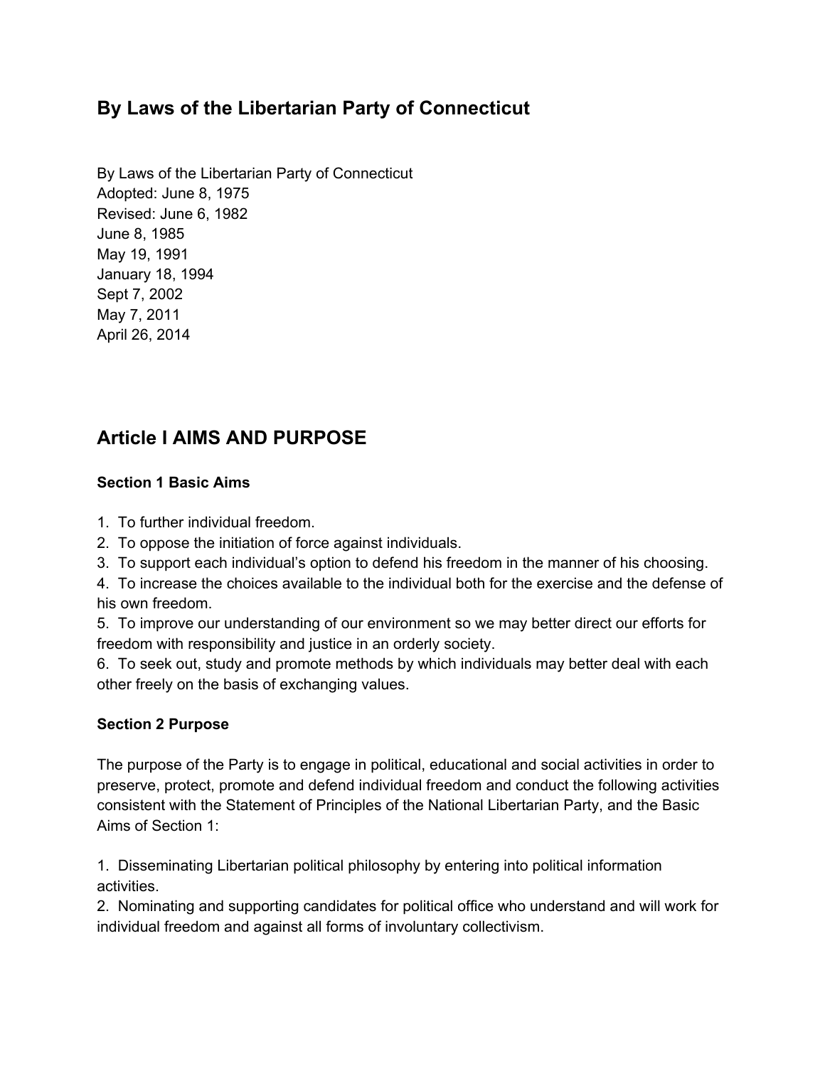# By Laws of the Libertarian Party of Connecticut

By Laws of the Libertarian Party of Connecticut
Adopted: June 8, 1975
Revised: June 6, 1982
June 8, 1985
May 19, 1991
January 18, 1994
Sept 7, 2002
May 7, 2011
April 26, 2014

## Article I AIMS AND PURPOSE

### Section 1 Basic Aims

1. To further individual freedom.
2. To oppose the initiation of force against individuals.
3. To support each individual's option to defend his freedom in the manner of his choosing.
4. To increase the choices available to the individual both for the exercise and the defense of his own freedom.
5. To improve our understanding of our environment so we may better direct our efforts for freedom with responsibility and justice in an orderly society.
6. To seek out, study and promote methods by which individuals may better deal with each other freely on the basis of exchanging values.

### Section 2 Purpose

The purpose of the Party is to engage in political, educational and social activities in order to preserve, protect, promote and defend individual freedom and conduct the following activities consistent with the Statement of Principles of the National Libertarian Party, and the Basic Aims of Section 1:

1. Disseminating Libertarian political philosophy by entering into political information activities.
2. Nominating and supporting candidates for political office who understand and will work for individual freedom and against all forms of involuntary collectivism.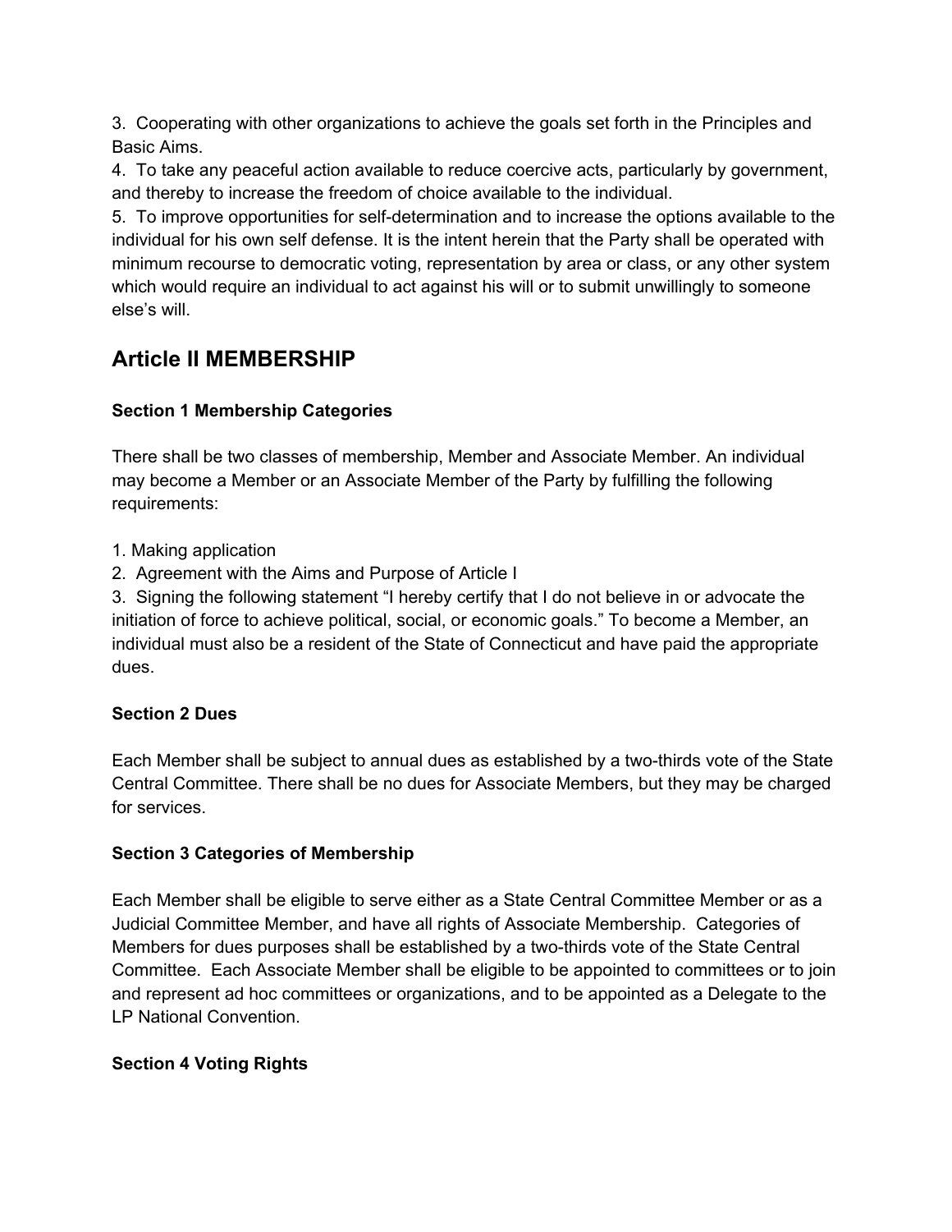3. Cooperating with other organizations to achieve the goals set forth in the Principles and Basic Aims.
4. To take any peaceful action available to reduce coercive acts, particularly by government, and thereby to increase the freedom of choice available to the individual.
5. To improve opportunities for self-determination and to increase the options available to the individual for his own self defense. It is the intent herein that the Party shall be operated with minimum recourse to democratic voting, representation by area or class, or any other system which would require an individual to act against his will or to submit unwillingly to someone else's will.

## Article II MEMBERSHIP

**Section 1 Membership Categories**

There shall be two classes of membership, Member and Associate Member. An individual may become a Member or an Associate Member of the Party by fulfilling the following requirements:

1. Making application
2. Agreement with the Aims and Purpose of Article I
3. Signing the following statement "I hereby certify that I do not believe in or advocate the initiation of force to achieve political, social, or economic goals." To become a Member, an individual must also be a resident of the State of Connecticut and have paid the appropriate dues.

**Section 2 Dues**

Each Member shall be subject to annual dues as established by a two-thirds vote of the State Central Committee. There shall be no dues for Associate Members, but they may be charged for services.

**Section 3 Categories of Membership**

Each Member shall be eligible to serve either as a State Central Committee Member or as a Judicial Committee Member, and have all rights of Associate Membership. Categories of Members for dues purposes shall be established by a two-thirds vote of the State Central Committee. Each Associate Member shall be eligible to be appointed to committees or to join and represent ad hoc committees or organizations, and to be appointed as a Delegate to the LP National Convention.

**Section 4 Voting Rights**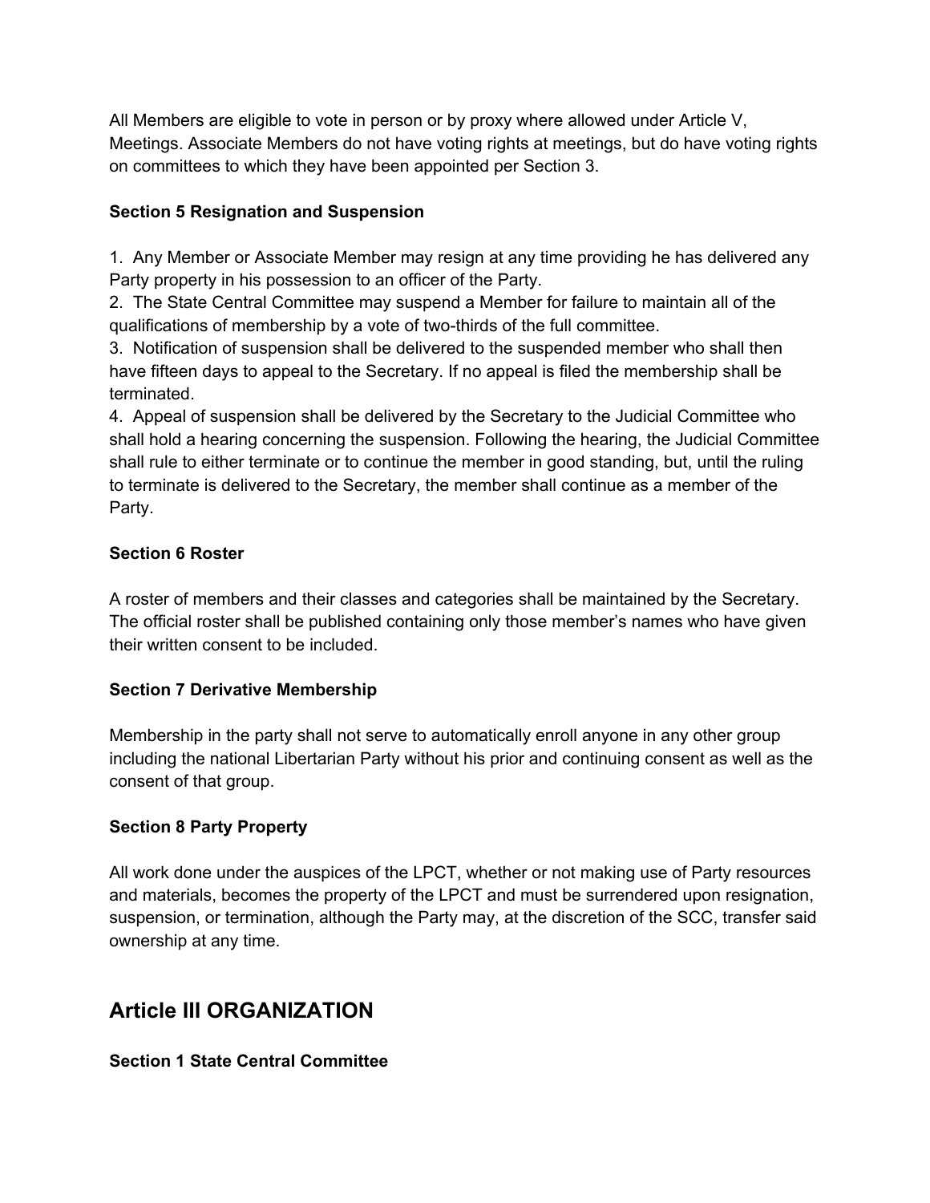All Members are eligible to vote in person or by proxy where allowed under Article V, Meetings. Associate Members do not have voting rights at meetings, but do have voting rights on committees to which they have been appointed per Section 3.

**Section 5 Resignation and Suspension**

1. Any Member or Associate Member may resign at any time providing he has delivered any Party property in his possession to an officer of the Party.
2. The State Central Committee may suspend a Member for failure to maintain all of the qualifications of membership by a vote of two-thirds of the full committee.
3. Notification of suspension shall be delivered to the suspended member who shall then have fifteen days to appeal to the Secretary. If no appeal is filed the membership shall be terminated.
4. Appeal of suspension shall be delivered by the Secretary to the Judicial Committee who shall hold a hearing concerning the suspension. Following the hearing, the Judicial Committee shall rule to either terminate or to continue the member in good standing, but, until the ruling to terminate is delivered to the Secretary, the member shall continue as a member of the Party.

**Section 6 Roster**

A roster of members and their classes and categories shall be maintained by the Secretary. The official roster shall be published containing only those member's names who have given their written consent to be included.

**Section 7 Derivative Membership**

Membership in the party shall not serve to automatically enroll anyone in any other group including the national Libertarian Party without his prior and continuing consent as well as the consent of that group.

**Section 8 Party Property**

All work done under the auspices of the LPCT, whether or not making use of Party resources and materials, becomes the property of the LPCT and must be surrendered upon resignation, suspension, or termination, although the Party may, at the discretion of the SCC, transfer said ownership at any time.

## Article III ORGANIZATION

**Section 1 State Central Committee**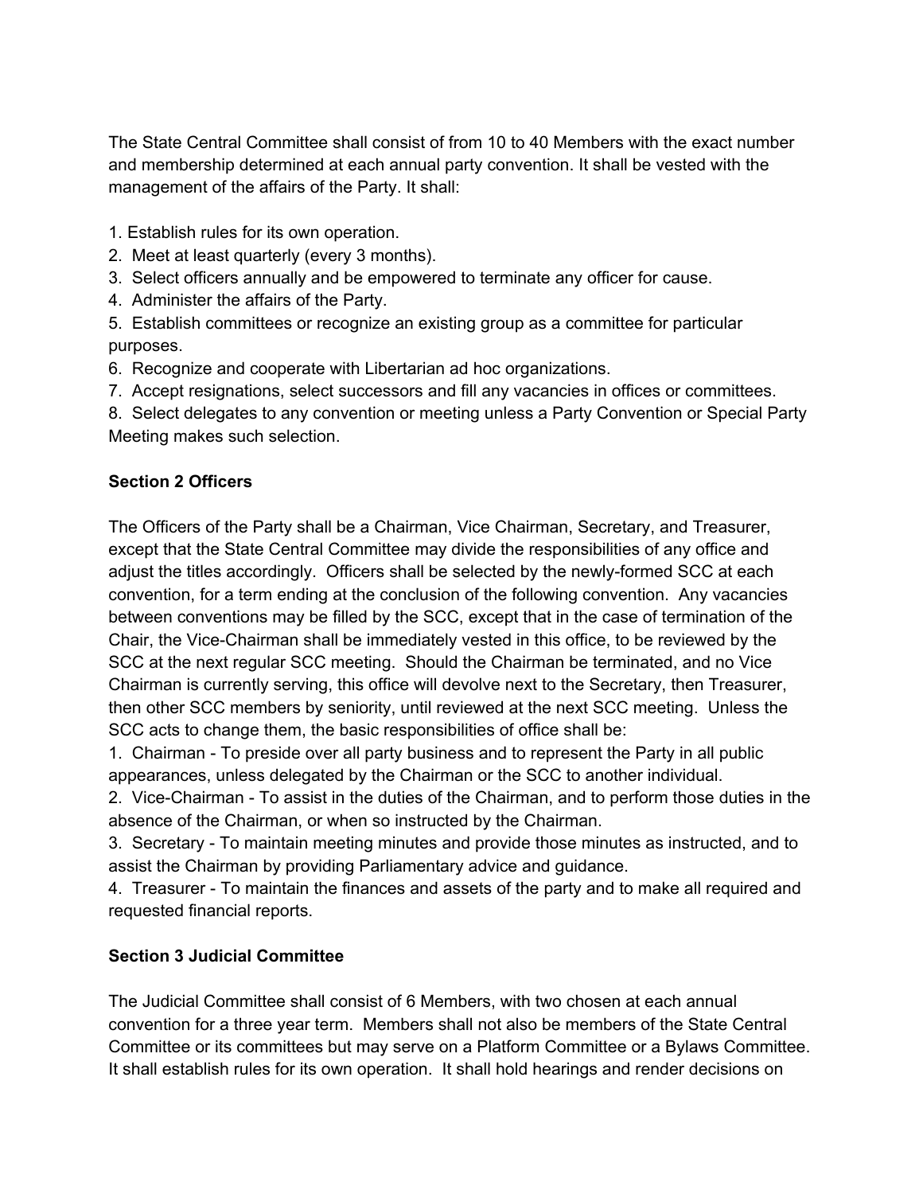The State Central Committee shall consist of from 10 to 40 Members with the exact number and membership determined at each annual party convention. It shall be vested with the management of the affairs of the Party. It shall:

1. Establish rules for its own operation.
2. Meet at least quarterly (every 3 months).
3. Select officers annually and be empowered to terminate any officer for cause.
4. Administer the affairs of the Party.
5. Establish committees or recognize an existing group as a committee for particular purposes.
6. Recognize and cooperate with Libertarian ad hoc organizations.
7. Accept resignations, select successors and fill any vacancies in offices or committees.
8. Select delegates to any convention or meeting unless a Party Convention or Special Party Meeting makes such selection.

**Section 2 Officers**

The Officers of the Party shall be a Chairman, Vice Chairman, Secretary, and Treasurer, except that the State Central Committee may divide the responsibilities of any office and adjust the titles accordingly. Officers shall be selected by the newly-formed SCC at each convention, for a term ending at the conclusion of the following convention. Any vacancies between conventions may be filled by the SCC, except that in the case of termination of the Chair, the Vice-Chairman shall be immediately vested in this office, to be reviewed by the SCC at the next regular SCC meeting. Should the Chairman be terminated, and no Vice Chairman is currently serving, this office will devolve next to the Secretary, then Treasurer, then other SCC members by seniority, until reviewed at the next SCC meeting. Unless the SCC acts to change them, the basic responsibilities of office shall be:

1. Chairman - To preside over all party business and to represent the Party in all public appearances, unless delegated by the Chairman or the SCC to another individual.
2. Vice-Chairman - To assist in the duties of the Chairman, and to perform those duties in the absence of the Chairman, or when so instructed by the Chairman.
3. Secretary - To maintain meeting minutes and provide those minutes as instructed, and to assist the Chairman by providing Parliamentary advice and guidance.
4. Treasurer - To maintain the finances and assets of the party and to make all required and requested financial reports.

**Section 3 Judicial Committee**

The Judicial Committee shall consist of 6 Members, with two chosen at each annual convention for a three year term. Members shall not also be members of the State Central Committee or its committees but may serve on a Platform Committee or a Bylaws Committee. It shall establish rules for its own operation. It shall hold hearings and render decisions on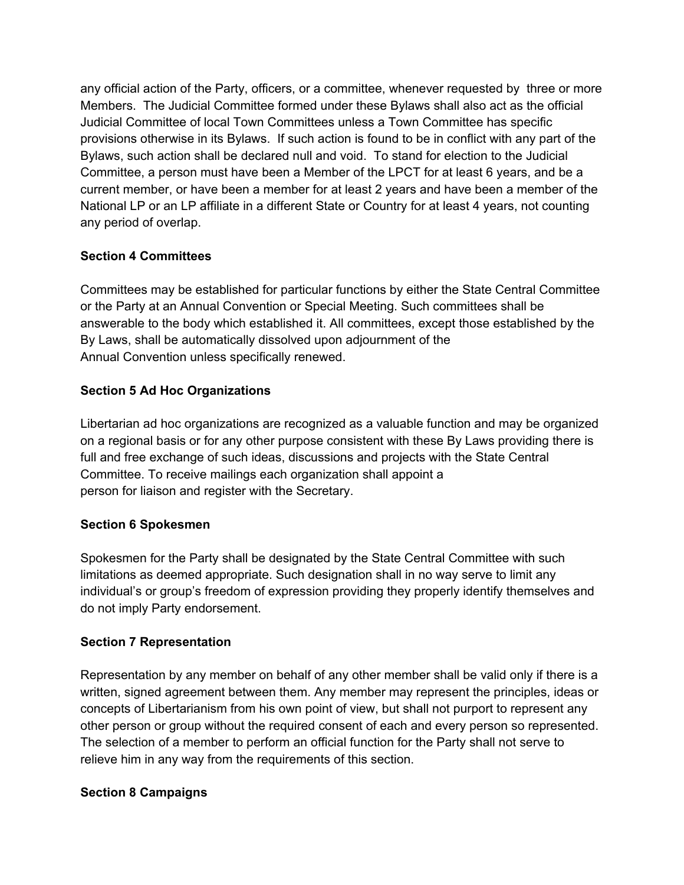any official action of the Party, officers, or a committee, whenever requested by three or more Members. The Judicial Committee formed under these Bylaws shall also act as the official Judicial Committee of local Town Committees unless a Town Committee has specific provisions otherwise in its Bylaws. If such action is found to be in conflict with any part of the Bylaws, such action shall be declared null and void. To stand for election to the Judicial Committee, a person must have been a Member of the LPCT for at least 6 years, and be a current member, or have been a member for at least 2 years and have been a member of the National LP or an LP affiliate in a different State or Country for at least 4 years, not counting any period of overlap.

**Section 4 Committees**

Committees may be established for particular functions by either the State Central Committee or the Party at an Annual Convention or Special Meeting. Such committees shall be answerable to the body which established it. All committees, except those established by the By Laws, shall be automatically dissolved upon adjournment of the Annual Convention unless specifically renewed.

**Section 5 Ad Hoc Organizations**

Libertarian ad hoc organizations are recognized as a valuable function and may be organized on a regional basis or for any other purpose consistent with these By Laws providing there is full and free exchange of such ideas, discussions and projects with the State Central Committee. To receive mailings each organization shall appoint a person for liaison and register with the Secretary.

**Section 6 Spokesmen**

Spokesmen for the Party shall be designated by the State Central Committee with such limitations as deemed appropriate. Such designation shall in no way serve to limit any individual's or group's freedom of expression providing they properly identify themselves and do not imply Party endorsement.

**Section 7 Representation**

Representation by any member on behalf of any other member shall be valid only if there is a written, signed agreement between them. Any member may represent the principles, ideas or concepts of Libertarianism from his own point of view, but shall not purport to represent any other person or group without the required consent of each and every person so represented. The selection of a member to perform an official function for the Party shall not serve to relieve him in any way from the requirements of this section.

**Section 8 Campaigns**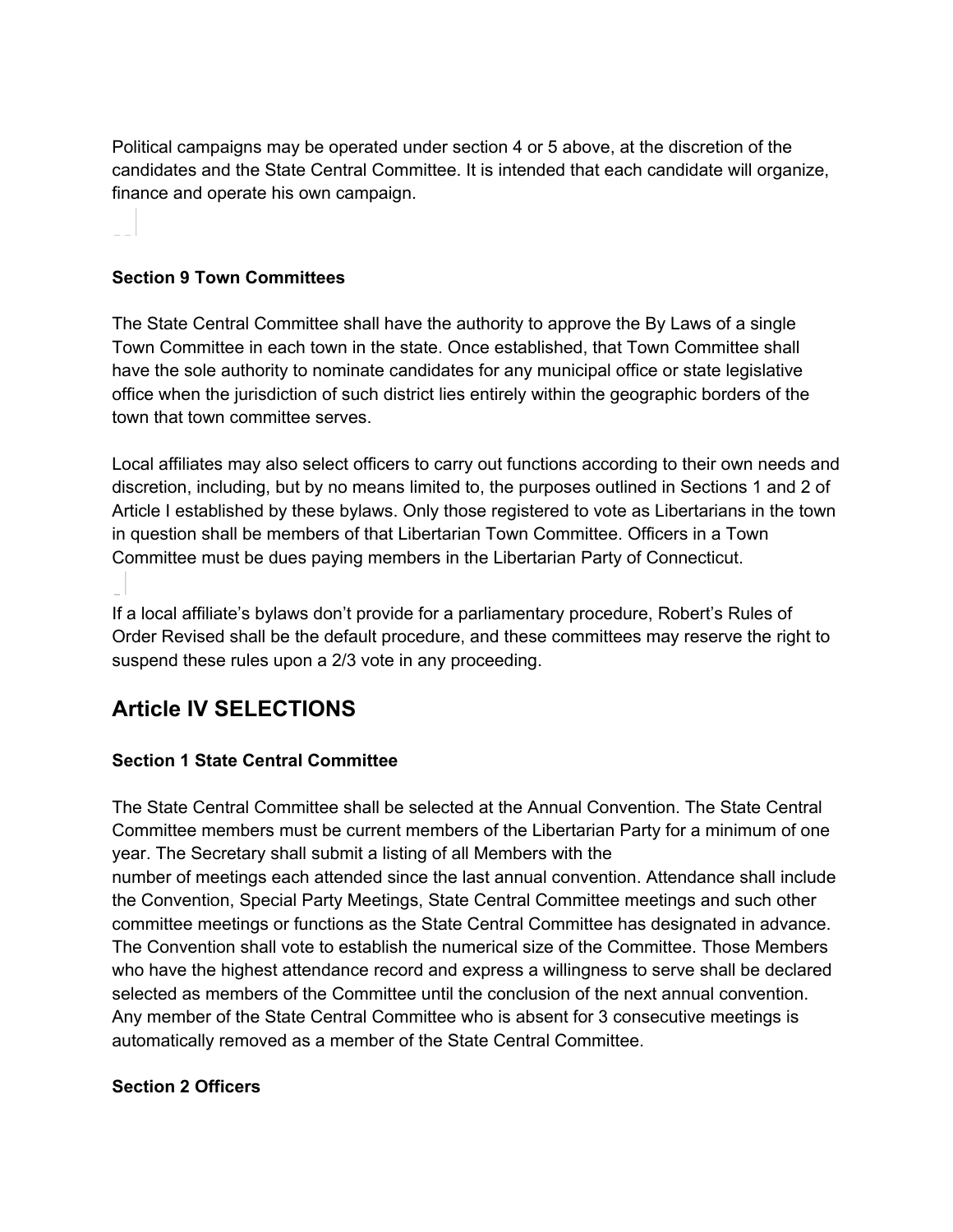Political campaigns may be operated under section 4 or 5 above, at the discretion of the candidates and the State Central Committee. It is intended that each candidate will organize, finance and operate his own campaign.

**Section 9 Town Committees**

The State Central Committee shall have the authority to approve the By Laws of a single Town Committee in each town in the state. Once established, that Town Committee shall have the sole authority to nominate candidates for any municipal office or state legislative office when the jurisdiction of such district lies entirely within the geographic borders of the town that town committee serves.

Local affiliates may also select officers to carry out functions according to their own needs and discretion, including, but by no means limited to, the purposes outlined in Sections 1 and 2 of Article I established by these bylaws. Only those registered to vote as Libertarians in the town in question shall be members of that Libertarian Town Committee. Officers in a Town Committee must be dues paying members in the Libertarian Party of Connecticut.

If a local affiliate's bylaws don't provide for a parliamentary procedure, Robert's Rules of Order Revised shall be the default procedure, and these committees may reserve the right to suspend these rules upon a 2/3 vote in any proceeding.

## Article IV SELECTIONS

**Section 1 State Central Committee**

The State Central Committee shall be selected at the Annual Convention. The State Central Committee members must be current members of the Libertarian Party for a minimum of one year. The Secretary shall submit a listing of all Members with the number of meetings each attended since the last annual convention. Attendance shall include the Convention, Special Party Meetings, State Central Committee meetings and such other committee meetings or functions as the State Central Committee has designated in advance. The Convention shall vote to establish the numerical size of the Committee. Those Members who have the highest attendance record and express a willingness to serve shall be declared selected as members of the Committee until the conclusion of the next annual convention. Any member of the State Central Committee who is absent for 3 consecutive meetings is automatically removed as a member of the State Central Committee.

**Section 2 Officers**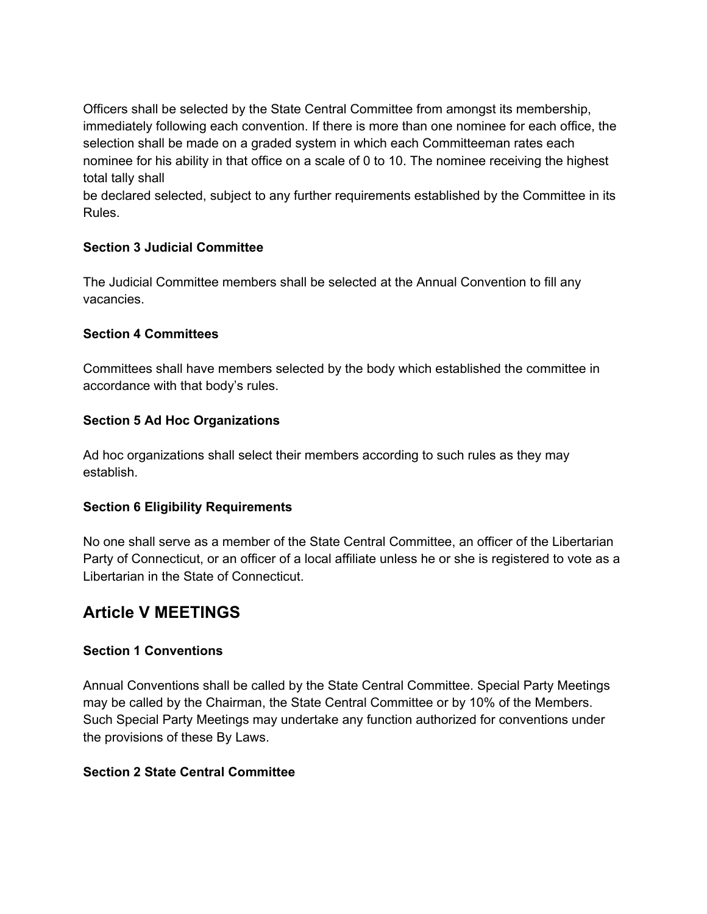Officers shall be selected by the State Central Committee from amongst its membership, immediately following each convention. If there is more than one nominee for each office, the selection shall be made on a graded system in which each Committeeman rates each nominee for his ability in that office on a scale of 0 to 10. The nominee receiving the highest total tally shall be declared selected, subject to any further requirements established by the Committee in its Rules.

**Section 3 Judicial Committee**

The Judicial Committee members shall be selected at the Annual Convention to fill any vacancies.

**Section 4 Committees**

Committees shall have members selected by the body which established the committee in accordance with that body's rules.

**Section 5 Ad Hoc Organizations**

Ad hoc organizations shall select their members according to such rules as they may establish.

**Section 6 Eligibility Requirements**

No one shall serve as a member of the State Central Committee, an officer of the Libertarian Party of Connecticut, or an officer of a local affiliate unless he or she is registered to vote as a Libertarian in the State of Connecticut.

## Article V MEETINGS

**Section 1 Conventions**

Annual Conventions shall be called by the State Central Committee. Special Party Meetings may be called by the Chairman, the State Central Committee or by 10% of the Members. Such Special Party Meetings may undertake any function authorized for conventions under the provisions of these By Laws.

**Section 2 State Central Committee**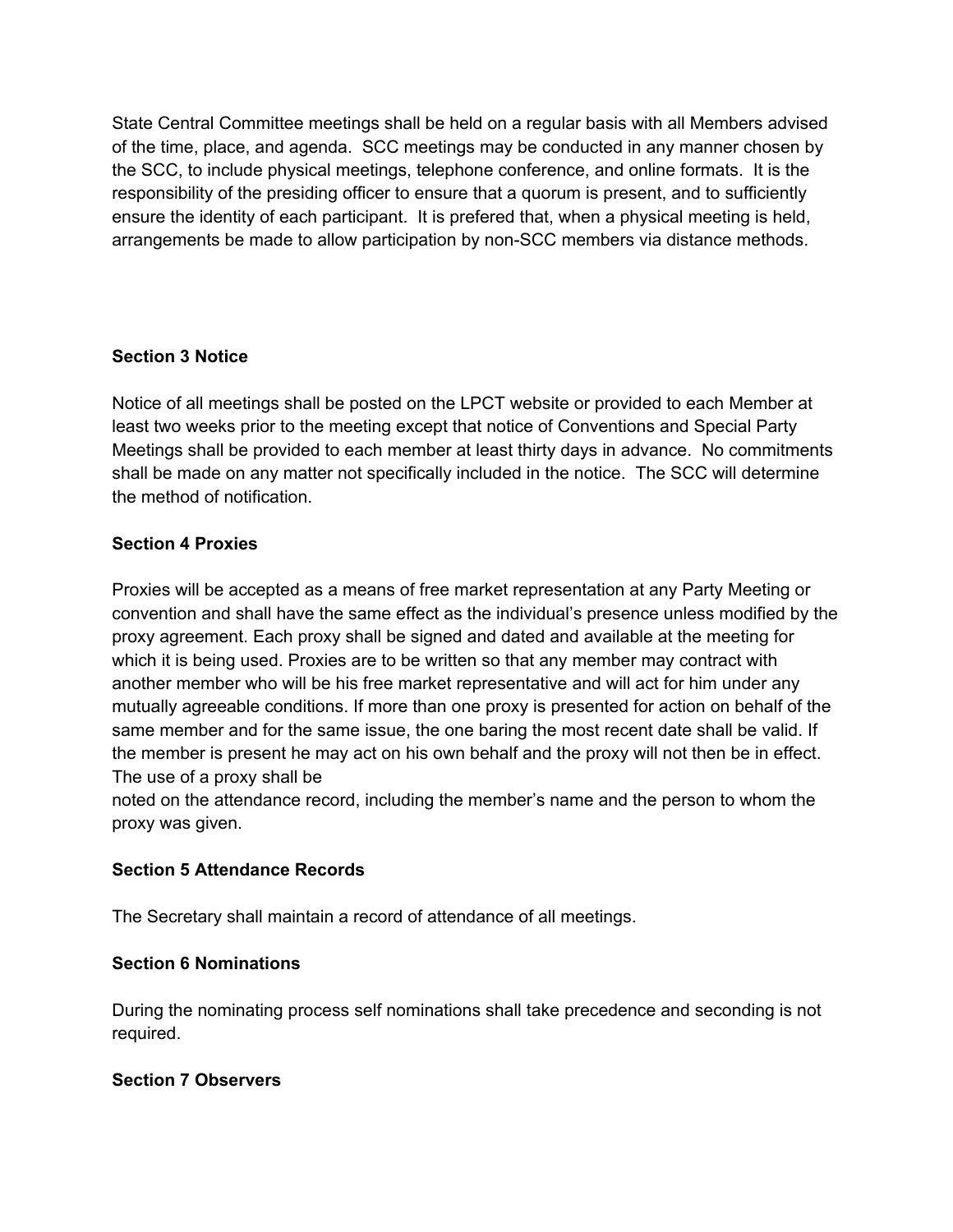State Central Committee meetings shall be held on a regular basis with all Members advised of the time, place, and agenda. SCC meetings may be conducted in any manner chosen by the SCC, to include physical meetings, telephone conference, and online formats. It is the responsibility of the presiding officer to ensure that a quorum is present, and to sufficiently ensure the identity of each participant. It is prefered that, when a physical meeting is held, arrangements be made to allow participation by non-SCC members via distance methods.

**Section 3 Notice**

Notice of all meetings shall be posted on the LPCT website or provided to each Member at least two weeks prior to the meeting except that notice of Conventions and Special Party Meetings shall be provided to each member at least thirty days in advance. No commitments shall be made on any matter not specifically included in the notice. The SCC will determine the method of notification.

**Section 4 Proxies**

Proxies will be accepted as a means of free market representation at any Party Meeting or convention and shall have the same effect as the individual's presence unless modified by the proxy agreement. Each proxy shall be signed and dated and available at the meeting for which it is being used. Proxies are to be written so that any member may contract with another member who will be his free market representative and will act for him under any mutually agreeable conditions. If more than one proxy is presented for action on behalf of the same member and for the same issue, the one baring the most recent date shall be valid. If the member is present he may act on his own behalf and the proxy will not then be in effect. The use of a proxy shall be noted on the attendance record, including the member's name and the person to whom the proxy was given.

**Section 5 Attendance Records**

The Secretary shall maintain a record of attendance of all meetings.

**Section 6 Nominations**

During the nominating process self nominations shall take precedence and seconding is not required.

**Section 7 Observers**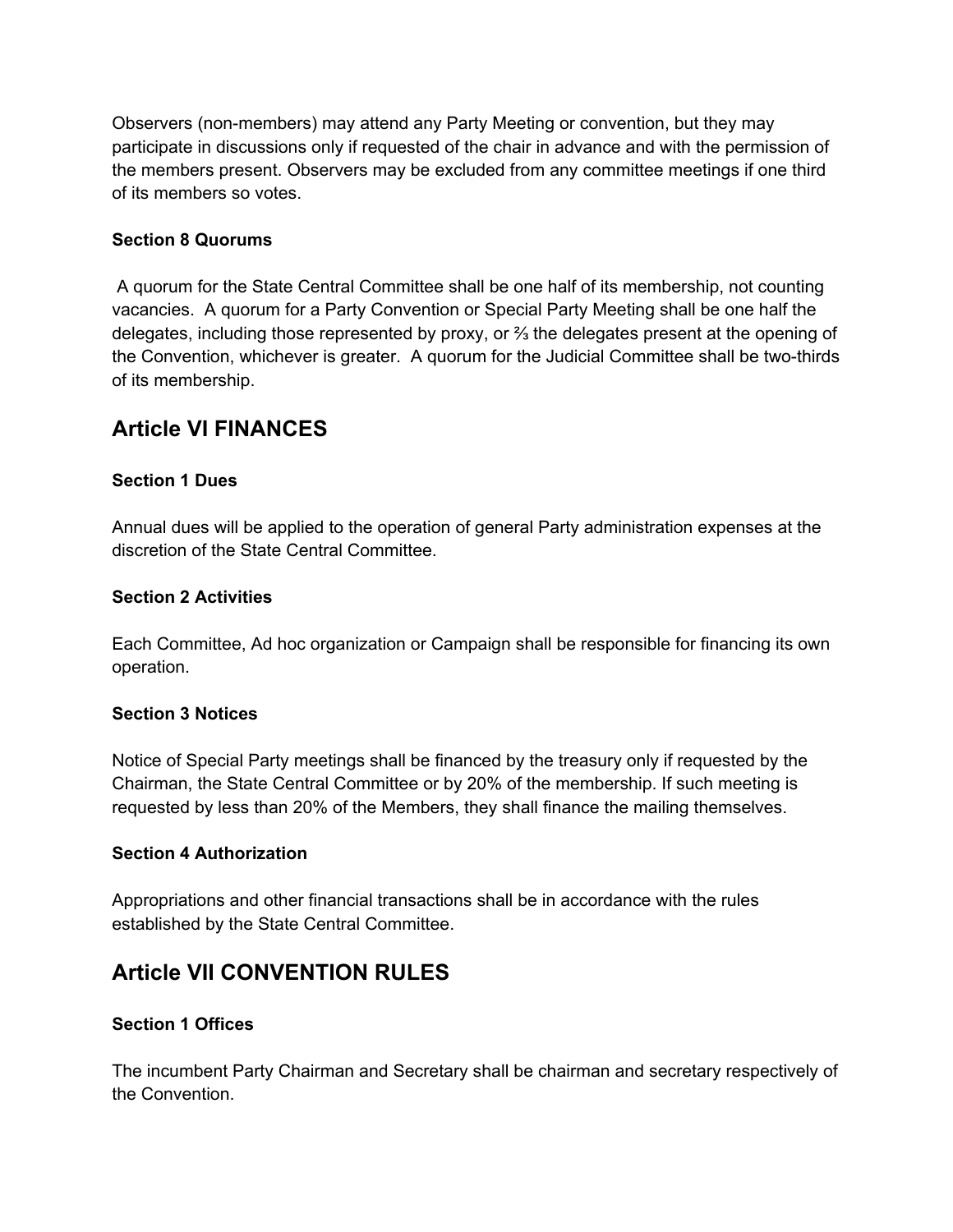Observers (non-members) may attend any Party Meeting or convention, but they may participate in discussions only if requested of the chair in advance and with the permission of the members present. Observers may be excluded from any committee meetings if one third of its members so votes.

**Section 8 Quorums**

A quorum for the State Central Committee shall be one half of its membership, not counting vacancies. A quorum for a Party Convention or Special Party Meeting shall be one half the delegates, including those represented by proxy, or ⅔ the delegates present at the opening of the Convention, whichever is greater. A quorum for the Judicial Committee shall be two-thirds of its membership.

## Article VI FINANCES

**Section 1 Dues**

Annual dues will be applied to the operation of general Party administration expenses at the discretion of the State Central Committee.

**Section 2 Activities**

Each Committee, Ad hoc organization or Campaign shall be responsible for financing its own operation.

**Section 3 Notices**

Notice of Special Party meetings shall be financed by the treasury only if requested by the Chairman, the State Central Committee or by 20% of the membership. If such meeting is requested by less than 20% of the Members, they shall finance the mailing themselves.

**Section 4 Authorization**

Appropriations and other financial transactions shall be in accordance with the rules established by the State Central Committee.

## Article VII CONVENTION RULES

**Section 1 Offices**

The incumbent Party Chairman and Secretary shall be chairman and secretary respectively of the Convention.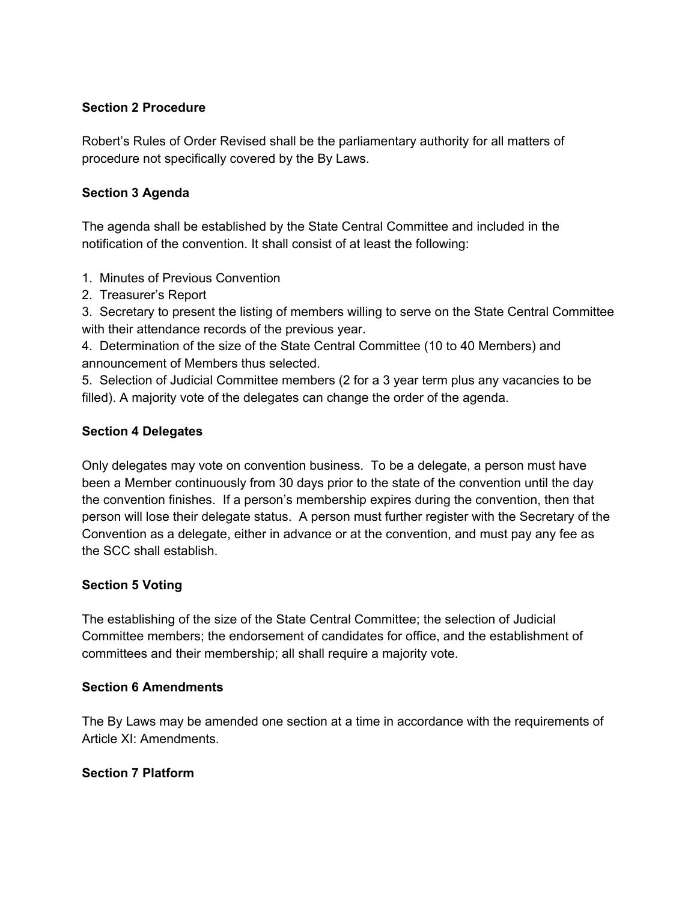**Section 2 Procedure**

Robert's Rules of Order Revised shall be the parliamentary authority for all matters of procedure not specifically covered by the By Laws.

**Section 3 Agenda**

The agenda shall be established by the State Central Committee and included in the notification of the convention. It shall consist of at least the following:

1. Minutes of Previous Convention
2. Treasurer's Report
3. Secretary to present the listing of members willing to serve on the State Central Committee with their attendance records of the previous year.
4. Determination of the size of the State Central Committee (10 to 40 Members) and announcement of Members thus selected.
5. Selection of Judicial Committee members (2 for a 3 year term plus any vacancies to be filled). A majority vote of the delegates can change the order of the agenda.

**Section 4 Delegates**

Only delegates may vote on convention business. To be a delegate, a person must have been a Member continuously from 30 days prior to the state of the convention until the day the convention finishes. If a person's membership expires during the convention, then that person will lose their delegate status. A person must further register with the Secretary of the Convention as a delegate, either in advance or at the convention, and must pay any fee as the SCC shall establish.

**Section 5 Voting**

The establishing of the size of the State Central Committee; the selection of Judicial Committee members; the endorsement of candidates for office, and the establishment of committees and their membership; all shall require a majority vote.

**Section 6 Amendments**

The By Laws may be amended one section at a time in accordance with the requirements of Article XI: Amendments.

**Section 7 Platform**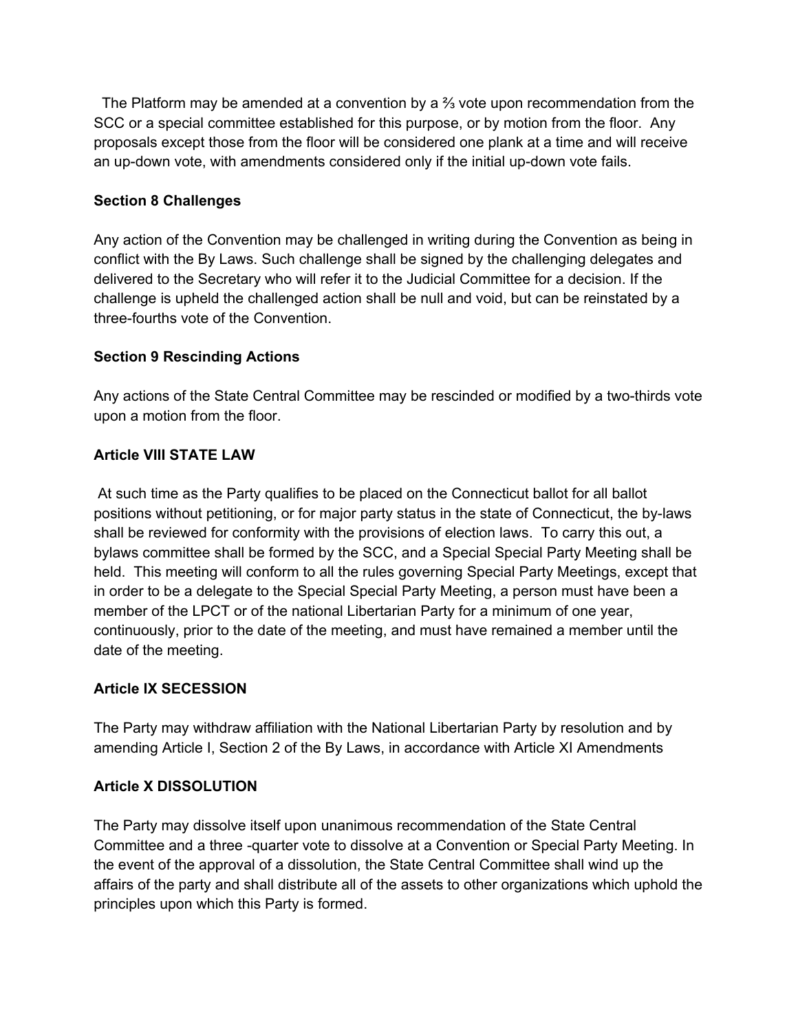The Platform may be amended at a convention by a ⅔ vote upon recommendation from the SCC or a special committee established for this purpose, or by motion from the floor. Any proposals except those from the floor will be considered one plank at a time and will receive an up-down vote, with amendments considered only if the initial up-down vote fails.

**Section 8 Challenges**

Any action of the Convention may be challenged in writing during the Convention as being in conflict with the By Laws. Such challenge shall be signed by the challenging delegates and delivered to the Secretary who will refer it to the Judicial Committee for a decision. If the challenge is upheld the challenged action shall be null and void, but can be reinstated by a three-fourths vote of the Convention.

**Section 9 Rescinding Actions**

Any actions of the State Central Committee may be rescinded or modified by a two-thirds vote upon a motion from the floor.

**Article VIII STATE LAW**

At such time as the Party qualifies to be placed on the Connecticut ballot for all ballot positions without petitioning, or for major party status in the state of Connecticut, the by-laws shall be reviewed for conformity with the provisions of election laws. To carry this out, a bylaws committee shall be formed by the SCC, and a Special Special Party Meeting shall be held. This meeting will conform to all the rules governing Special Party Meetings, except that in order to be a delegate to the Special Special Party Meeting, a person must have been a member of the LPCT or of the national Libertarian Party for a minimum of one year, continuously, prior to the date of the meeting, and must have remained a member until the date of the meeting.

**Article IX SECESSION**

The Party may withdraw affiliation with the National Libertarian Party by resolution and by amending Article I, Section 2 of the By Laws, in accordance with Article XI Amendments

**Article X DISSOLUTION**

The Party may dissolve itself upon unanimous recommendation of the State Central Committee and a three -quarter vote to dissolve at a Convention or Special Party Meeting. In the event of the approval of a dissolution, the State Central Committee shall wind up the affairs of the party and shall distribute all of the assets to other organizations which uphold the principles upon which this Party is formed.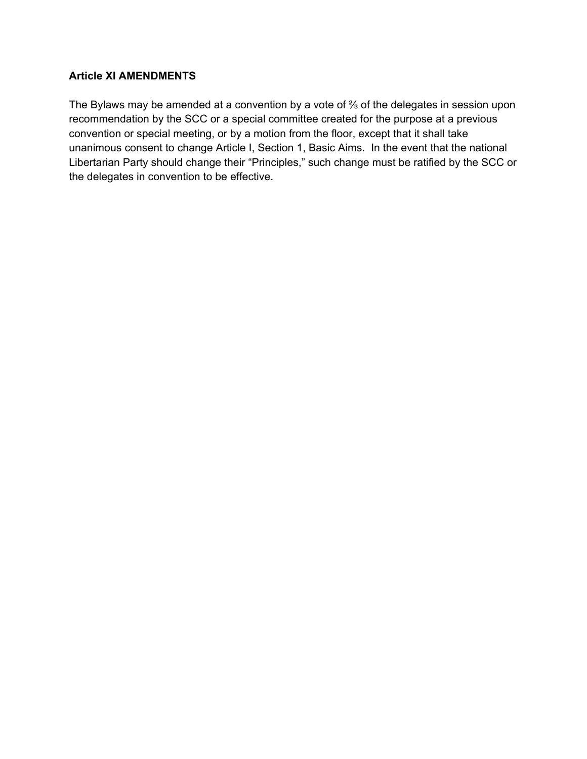**Article XI AMENDMENTS**

The Bylaws may be amended at a convention by a vote of ⅔ of the delegates in session upon recommendation by the SCC or a special committee created for the purpose at a previous convention or special meeting, or by a motion from the floor, except that it shall take unanimous consent to change Article I, Section 1, Basic Aims. In the event that the national Libertarian Party should change their “Principles,” such change must be ratified by the SCC or the delegates in convention to be effective.